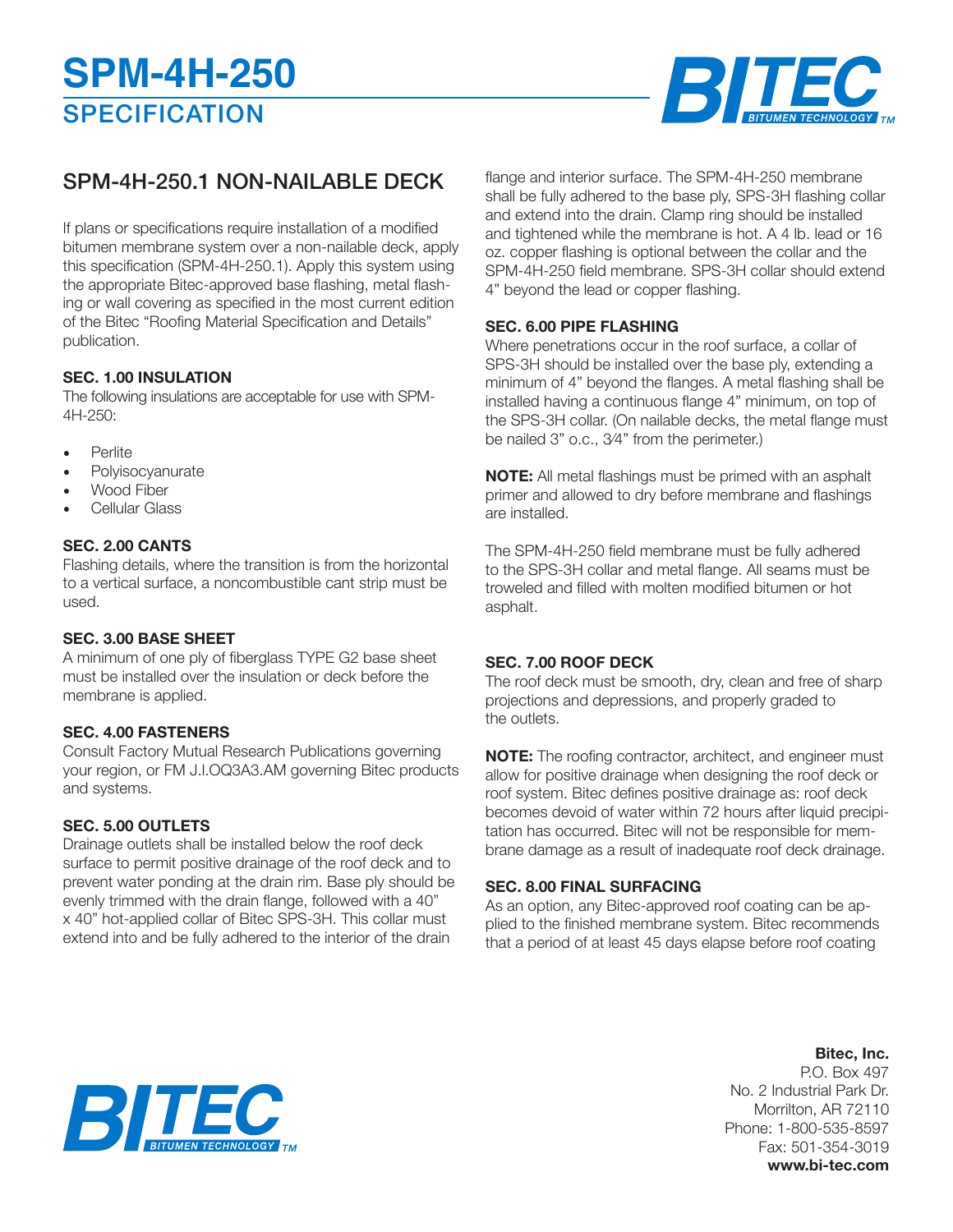# SPM-4H-250

## SPECIFICATION

## SPM-4H-250.1 NON-NAILABLE DECK

If plans or specifications require installation of a modified bitumen membrane system over a non-nailable deck, apply this specification (SPM-4H-250.1). Apply this system using the appropriate Bitec-approved base flashing, metal flashing or wall covering as specified in the most current edition of the Bitec "Roofing Material Specification and Details" publication.

**SEC. 1.00 INSULATION**

The following insulations are acceptable for use with SPM-4H-250:

- Perlite
- Polyisocyanurate
- Wood Fiber
- Cellular Glass

**SEC. 2.00 CANTS**

Flashing details, where the transition is from the horizontal to a vertical surface, a noncombustible cant strip must be used.

**SEC. 3.00 BASE SHEET**

A minimum of one ply of fiberglass TYPE G2 base sheet must be installed over the insulation or deck before the membrane is applied.

**SEC. 4.00 FASTENERS**

Consult Factory Mutual Research Publications governing your region, or FM J.I.OQ3A3.AM governing Bitec products and systems.

**SEC. 5.00 OUTLETS**

Drainage outlets shall be installed below the roof deck surface to permit positive drainage of the roof deck and to prevent water ponding at the drain rim. Base ply should be evenly trimmed with the drain flange, followed with a 40" x 40" hot-applied collar of Bitec SPS-3H. This collar must extend into and be fully adhered to the interior of the drain flange and interior surface. The SPM-4H-250 membrane shall be fully adhered to the base ply, SPS-3H flashing collar and extend into the drain. Clamp ring should be installed and tightened while the membrane is hot. A 4 lb. lead or 16 oz. copper flashing is optional between the collar and the SPM-4H-250 field membrane. SPS-3H collar should extend 4" beyond the lead or copper flashing.

**SEC. 6.00 PIPE FLASHING**

Where penetrations occur in the roof surface, a collar of SPS-3H should be installed over the base ply, extending a minimum of 4" beyond the flanges. A metal flashing shall be installed having a continuous flange 4" minimum, on top of the SPS-3H collar. (On nailable decks, the metal flange must be nailed 3" o.c., 3⁄4" from the perimeter.)

**NOTE:** All metal flashings must be primed with an asphalt primer and allowed to dry before membrane and flashings are installed.

The SPM-4H-250 field membrane must be fully adhered to the SPS-3H collar and metal flange. All seams must be troweled and filled with molten modified bitumen or hot asphalt.

**SEC. 7.00 ROOF DECK**

The roof deck must be smooth, dry, clean and free of sharp projections and depressions, and properly graded to the outlets.

**NOTE:** The roofing contractor, architect, and engineer must allow for positive drainage when designing the roof deck or roof system. Bitec defines positive drainage as: roof deck becomes devoid of water within 72 hours after liquid precipitation has occurred. Bitec will not be responsible for membrane damage as a result of inadequate roof deck drainage.

**SEC. 8.00 FINAL SURFACING**

As an option, any Bitec-approved roof coating can be applied to the finished membrane system. Bitec recommends that a period of at least 45 days elapse before roof coating

**Bitec, Inc.**
P.O. Box 497
No. 2 Industrial Park Dr.
Morrilton, AR 72110
Phone: 1-800-535-8597
Fax: 501-354-3019
**www.bi-tec.com**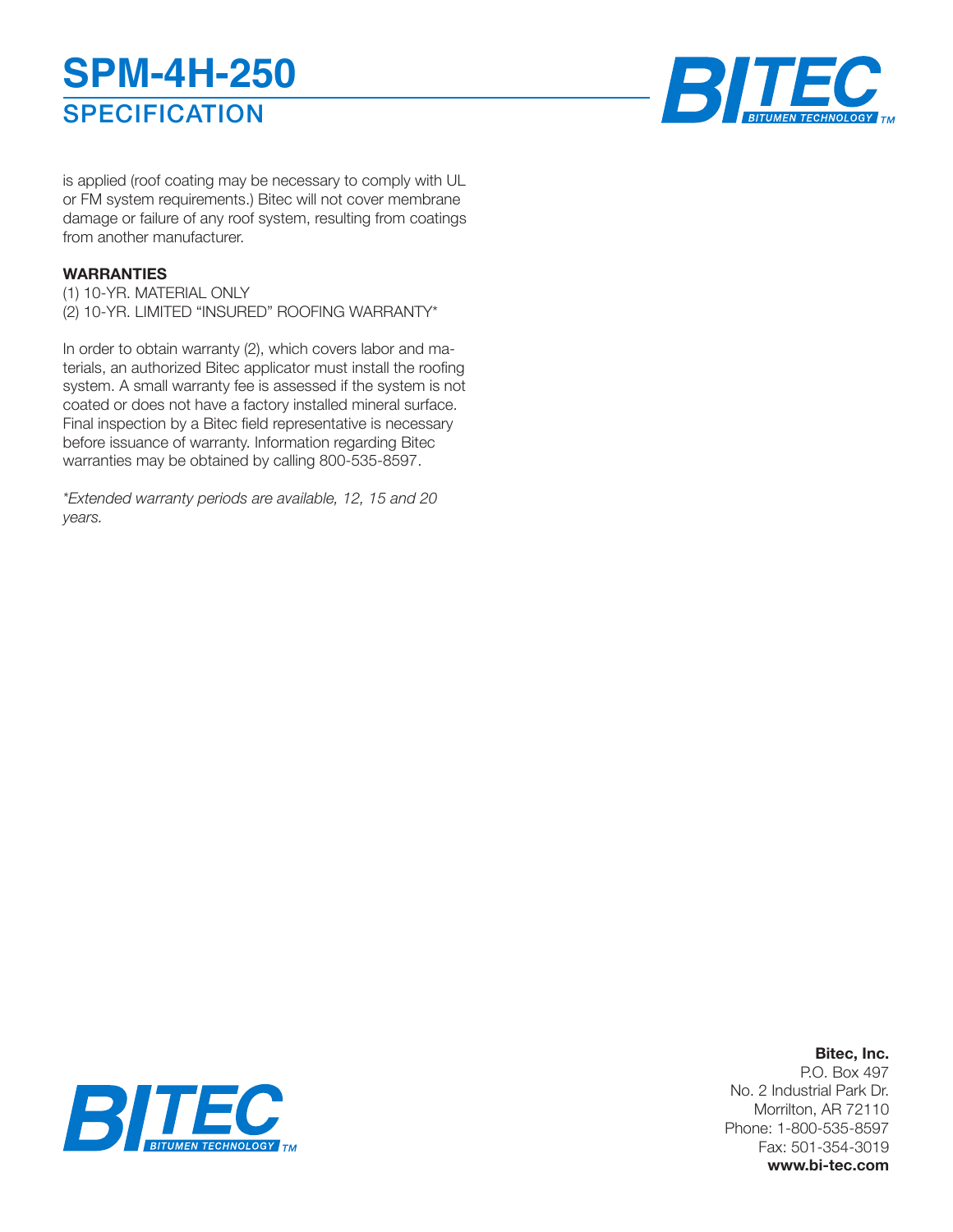# SPM-4H-250

## SPECIFICATION

is applied (roof coating may be necessary to comply with UL or FM system requirements.) Bitec will not cover membrane damage or failure of any roof system, resulting from coatings from another manufacturer.

**WARRANTIES**

(1) 10-YR. MATERIAL ONLY
(2) 10-YR. LIMITED "INSURED" ROOFING WARRANTY*

In order to obtain warranty (2), which covers labor and materials, an authorized Bitec applicator must install the roofing system. A small warranty fee is assessed if the system is not coated or does not have a factory installed mineral surface. Final inspection by a Bitec field representative is necessary before issuance of warranty. Information regarding Bitec warranties may be obtained by calling 800-535-8597.

*\*Extended warranty periods are available, 12, 15 and 20 years.*

**Bitec, Inc.**
P.O. Box 497
No. 2 Industrial Park Dr.
Morrilton, AR 72110
Phone: 1-800-535-8597
Fax: 501-354-3019
**www.bi-tec.com**